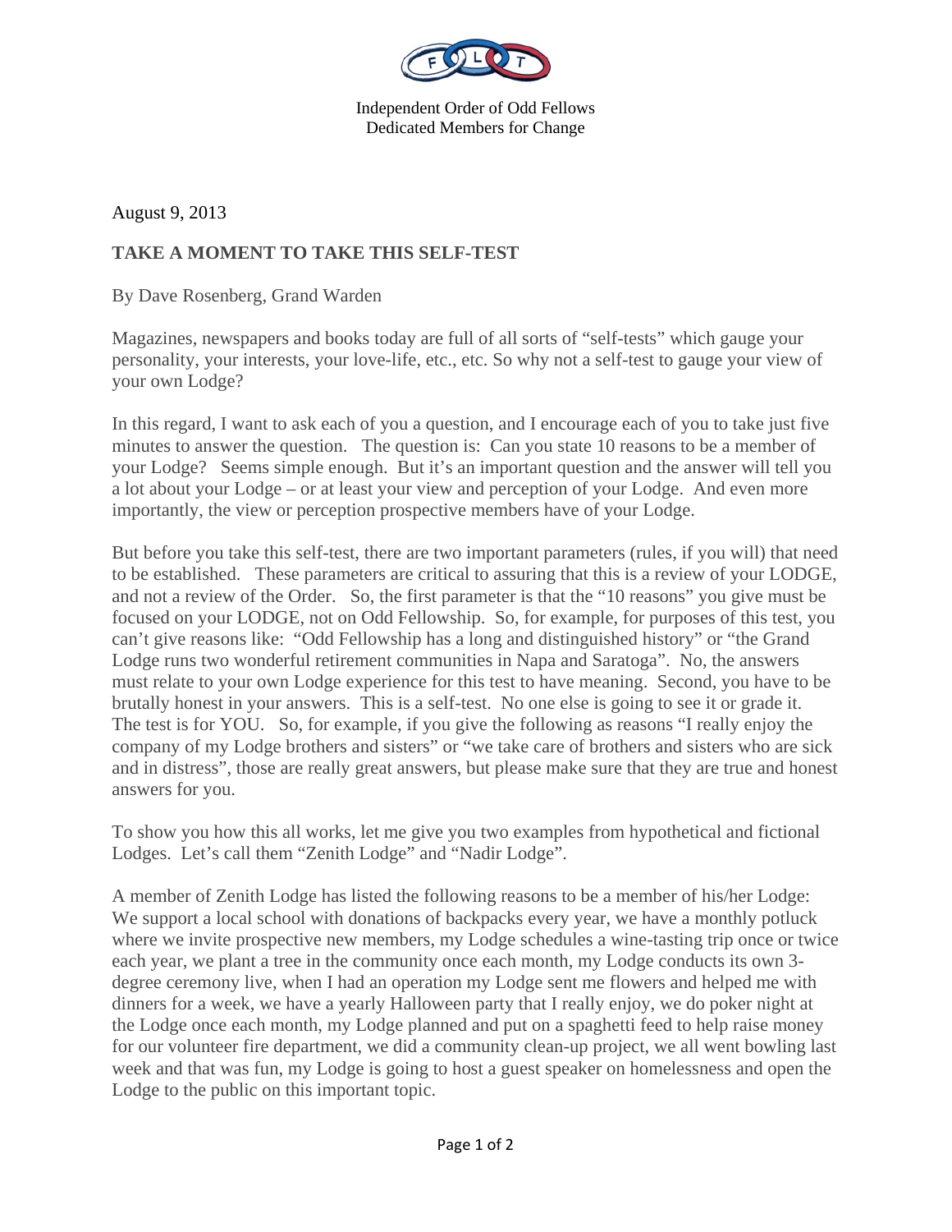Independent Order of Odd Fellows
Dedicated Members for Change

August 9, 2013

**TAKE A MOMENT TO TAKE THIS SELF-TEST**

By Dave Rosenberg, Grand Warden

Magazines, newspapers and books today are full of all sorts of “self-tests” which gauge your personality, your interests, your love-life, etc., etc. So why not a self-test to gauge your view of your own Lodge?

In this regard, I want to ask each of you a question, and I encourage each of you to take just five minutes to answer the question. The question is: Can you state 10 reasons to be a member of your Lodge? Seems simple enough. But it’s an important question and the answer will tell you a lot about your Lodge – or at least your view and perception of your Lodge. And even more importantly, the view or perception prospective members have of your Lodge.

But before you take this self-test, there are two important parameters (rules, if you will) that need to be established. These parameters are critical to assuring that this is a review of your LODGE, and not a review of the Order. So, the first parameter is that the “10 reasons” you give must be focused on your LODGE, not on Odd Fellowship. So, for example, for purposes of this test, you can’t give reasons like: “Odd Fellowship has a long and distinguished history” or “the Grand Lodge runs two wonderful retirement communities in Napa and Saratoga”. No, the answers must relate to your own Lodge experience for this test to have meaning. Second, you have to be brutally honest in your answers. This is a self-test. No one else is going to see it or grade it. The test is for YOU. So, for example, if you give the following as reasons “I really enjoy the company of my Lodge brothers and sisters” or “we take care of brothers and sisters who are sick and in distress”, those are really great answers, but please make sure that they are true and honest answers for you.

To show you how this all works, let me give you two examples from hypothetical and fictional Lodges. Let’s call them “Zenith Lodge” and “Nadir Lodge”.

A member of Zenith Lodge has listed the following reasons to be a member of his/her Lodge: We support a local school with donations of backpacks every year, we have a monthly potluck where we invite prospective new members, my Lodge schedules a wine-tasting trip once or twice each year, we plant a tree in the community once each month, my Lodge conducts its own 3-degree ceremony live, when I had an operation my Lodge sent me flowers and helped me with dinners for a week, we have a yearly Halloween party that I really enjoy, we do poker night at the Lodge once each month, my Lodge planned and put on a spaghetti feed to help raise money for our volunteer fire department, we did a community clean-up project, we all went bowling last week and that was fun, my Lodge is going to host a guest speaker on homelessness and open the Lodge to the public on this important topic.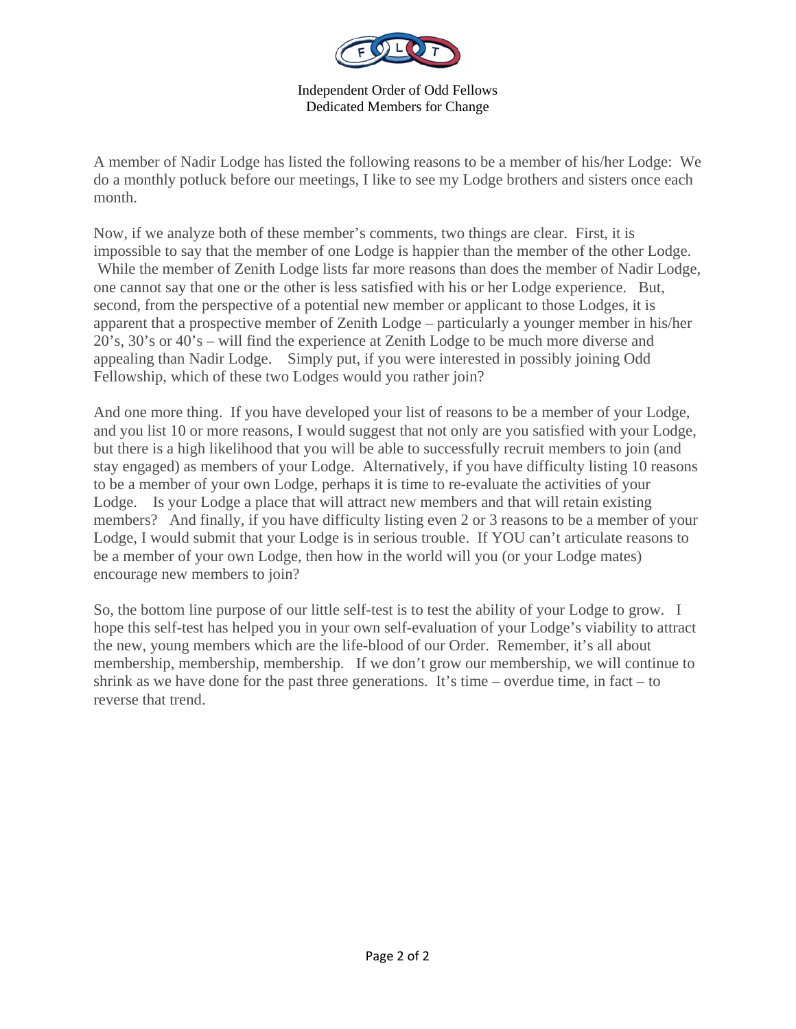A member of Nadir Lodge has listed the following reasons to be a member of his/her Lodge: We do a monthly potluck before our meetings, I like to see my Lodge brothers and sisters once each month.

Now, if we analyze both of these member's comments, two things are clear. First, it is impossible to say that the member of one Lodge is happier than the member of the other Lodge. While the member of Zenith Lodge lists far more reasons than does the member of Nadir Lodge, one cannot say that one or the other is less satisfied with his or her Lodge experience. But, second, from the perspective of a potential new member or applicant to those Lodges, it is apparent that a prospective member of Zenith Lodge – particularly a younger member in his/her 20's, 30's or 40's – will find the experience at Zenith Lodge to be much more diverse and appealing than Nadir Lodge. Simply put, if you were interested in possibly joining Odd Fellowship, which of these two Lodges would you rather join?

And one more thing. If you have developed your list of reasons to be a member of your Lodge, and you list 10 or more reasons, I would suggest that not only are you satisfied with your Lodge, but there is a high likelihood that you will be able to successfully recruit members to join (and stay engaged) as members of your Lodge. Alternatively, if you have difficulty listing 10 reasons to be a member of your own Lodge, perhaps it is time to re-evaluate the activities of your Lodge. Is your Lodge a place that will attract new members and that will retain existing members? And finally, if you have difficulty listing even 2 or 3 reasons to be a member of your Lodge, I would submit that your Lodge is in serious trouble. If YOU can't articulate reasons to be a member of your own Lodge, then how in the world will you (or your Lodge mates) encourage new members to join?

So, the bottom line purpose of our little self-test is to test the ability of your Lodge to grow. I hope this self-test has helped you in your own self-evaluation of your Lodge's viability to attract the new, young members which are the life-blood of our Order. Remember, it's all about membership, membership, membership. If we don't grow our membership, we will continue to shrink as we have done for the past three generations. It's time – overdue time, in fact – to reverse that trend.